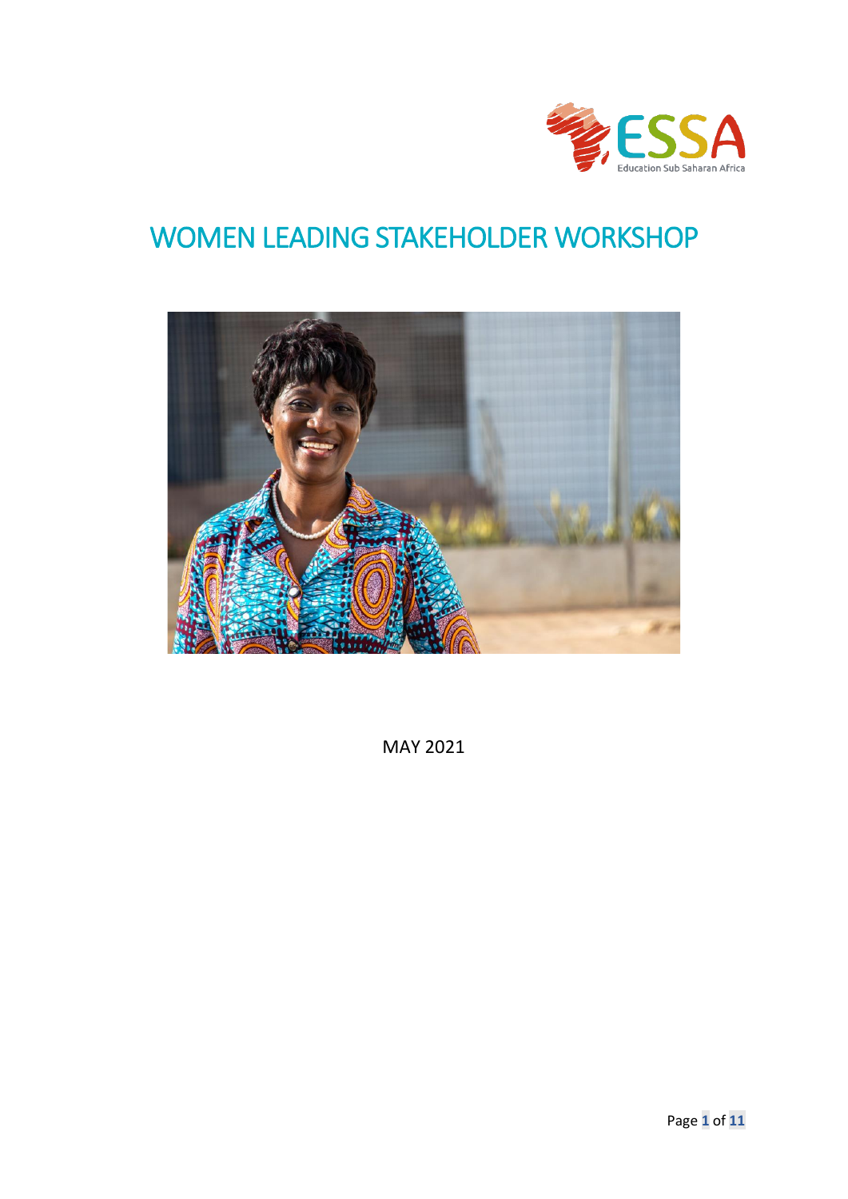# WOMEN LEADING STAKEHOLDER WORKSHOP

MAY 2021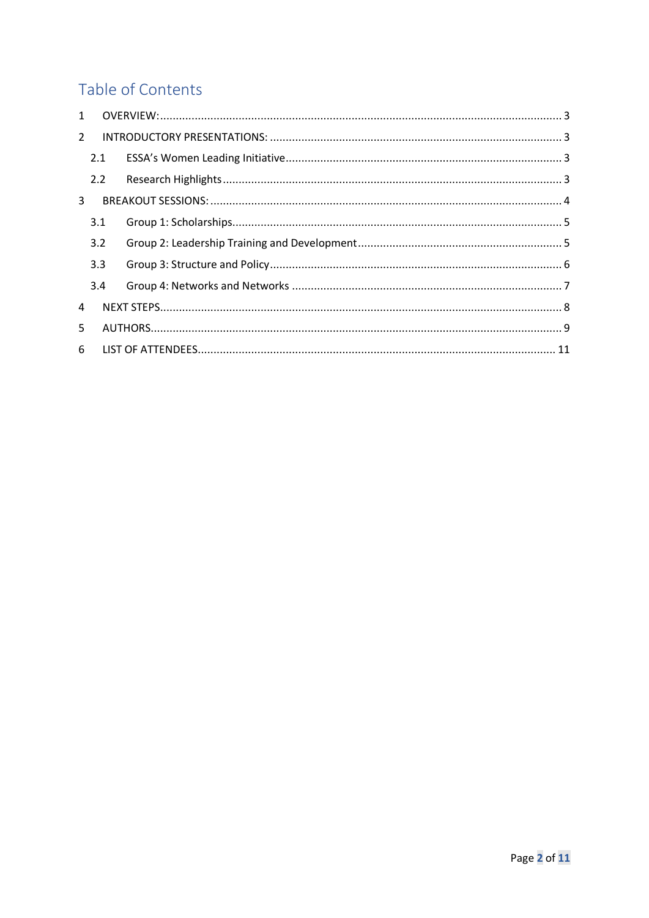## Table of Contents

1 OVERVIEW: 3

2 INTRODUCTORY PRESENTATIONS: 3

- 2.1 ESSA's Women Leading Initiative 3
- 2.2 Research Highlights 3

3 BREAKOUT SESSIONS: 4

- 3.1 Group 1: Scholarships 5
- 3.2 Group 2: Leadership Training and Development 5
- 3.3 Group 3: Structure and Policy 6
- 3.4 Group 4: Networks and Networks 7

4 NEXT STEPS 8

5 AUTHORS 9

6 LIST OF ATTENDEES 11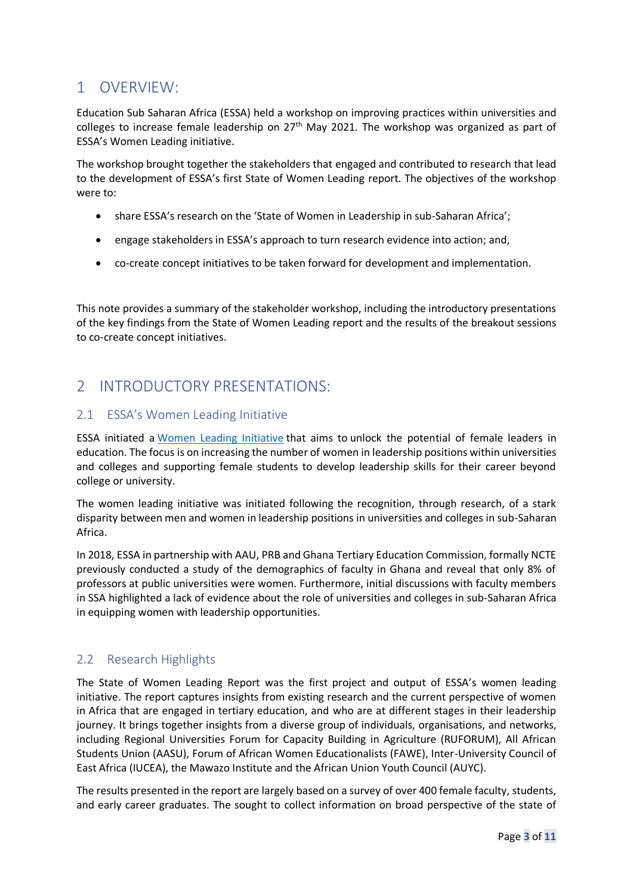# 1 OVERVIEW:

Education Sub Saharan Africa (ESSA) held a workshop on improving practices within universities and colleges to increase female leadership on 27th May 2021. The workshop was organized as part of ESSA's Women Leading initiative.

The workshop brought together the stakeholders that engaged and contributed to research that lead to the development of ESSA's first State of Women Leading report. The objectives of the workshop were to:

- share ESSA's research on the 'State of Women in Leadership in sub-Saharan Africa';
- engage stakeholders in ESSA's approach to turn research evidence into action; and,
- co-create concept initiatives to be taken forward for development and implementation.

This note provides a summary of the stakeholder workshop, including the introductory presentations of the key findings from the State of Women Leading report and the results of the breakout sessions to co-create concept initiatives.

# 2 INTRODUCTORY PRESENTATIONS:

## 2.1 ESSA's Women Leading Initiative

ESSA initiated a Women Leading Initiative that aims to unlock the potential of female leaders in education. The focus is on increasing the number of women in leadership positions within universities and colleges and supporting female students to develop leadership skills for their career beyond college or university.

The women leading initiative was initiated following the recognition, through research, of a stark disparity between men and women in leadership positions in universities and colleges in sub-Saharan Africa.

In 2018, ESSA in partnership with AAU, PRB and Ghana Tertiary Education Commission, formally NCTE previously conducted a study of the demographics of faculty in Ghana and reveal that only 8% of professors at public universities were women. Furthermore, initial discussions with faculty members in SSA highlighted a lack of evidence about the role of universities and colleges in sub-Saharan Africa in equipping women with leadership opportunities.

## 2.2 Research Highlights

The State of Women Leading Report was the first project and output of ESSA's women leading initiative. The report captures insights from existing research and the current perspective of women in Africa that are engaged in tertiary education, and who are at different stages in their leadership journey. It brings together insights from a diverse group of individuals, organisations, and networks, including Regional Universities Forum for Capacity Building in Agriculture (RUFORUM), All African Students Union (AASU), Forum of African Women Educationalists (FAWE), Inter-University Council of East Africa (IUCEA), the Mawazo Institute and the African Union Youth Council (AUYC).

The results presented in the report are largely based on a survey of over 400 female faculty, students, and early career graduates. The sought to collect information on broad perspective of the state of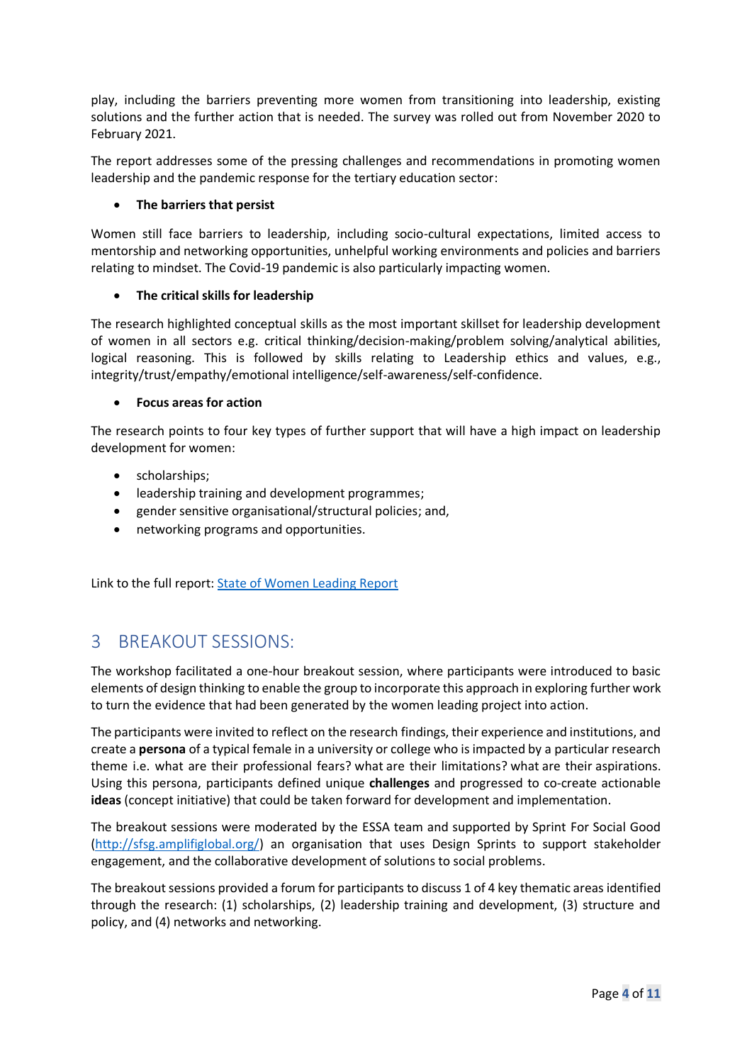play, including the barriers preventing more women from transitioning into leadership, existing solutions and the further action that is needed. The survey was rolled out from November 2020 to February 2021.

The report addresses some of the pressing challenges and recommendations in promoting women leadership and the pandemic response for the tertiary education sector:

- **The barriers that persist**

Women still face barriers to leadership, including socio-cultural expectations, limited access to mentorship and networking opportunities, unhelpful working environments and policies and barriers relating to mindset. The Covid-19 pandemic is also particularly impacting women.

- **The critical skills for leadership**

The research highlighted conceptual skills as the most important skillset for leadership development of women in all sectors e.g. critical thinking/decision-making/problem solving/analytical abilities, logical reasoning. This is followed by skills relating to Leadership ethics and values, e.g., integrity/trust/empathy/emotional intelligence/self-awareness/self-confidence.

- **Focus areas for action**

The research points to four key types of further support that will have a high impact on leadership development for women:

- scholarships;
- leadership training and development programmes;
- gender sensitive organisational/structural policies; and,
- networking programs and opportunities.

Link to the full report: [State of Women Leading Report]()

## 3 BREAKOUT SESSIONS:

The workshop facilitated a one-hour breakout session, where participants were introduced to basic elements of design thinking to enable the group to incorporate this approach in exploring further work to turn the evidence that had been generated by the women leading project into action.

The participants were invited to reflect on the research findings, their experience and institutions, and create a **persona** of a typical female in a university or college who is impacted by a particular research theme i.e. what are their professional fears? what are their limitations? what are their aspirations. Using this persona, participants defined unique **challenges** and progressed to co-create actionable **ideas** (concept initiative) that could be taken forward for development and implementation.

The breakout sessions were moderated by the ESSA team and supported by Sprint For Social Good ([http://sfsg.amplifiglobal.org/](http://sfsg.amplifiglobal.org/)) an organisation that uses Design Sprints to support stakeholder engagement, and the collaborative development of solutions to social problems.

The breakout sessions provided a forum for participants to discuss 1 of 4 key thematic areas identified through the research: (1) scholarships, (2) leadership training and development, (3) structure and policy, and (4) networks and networking.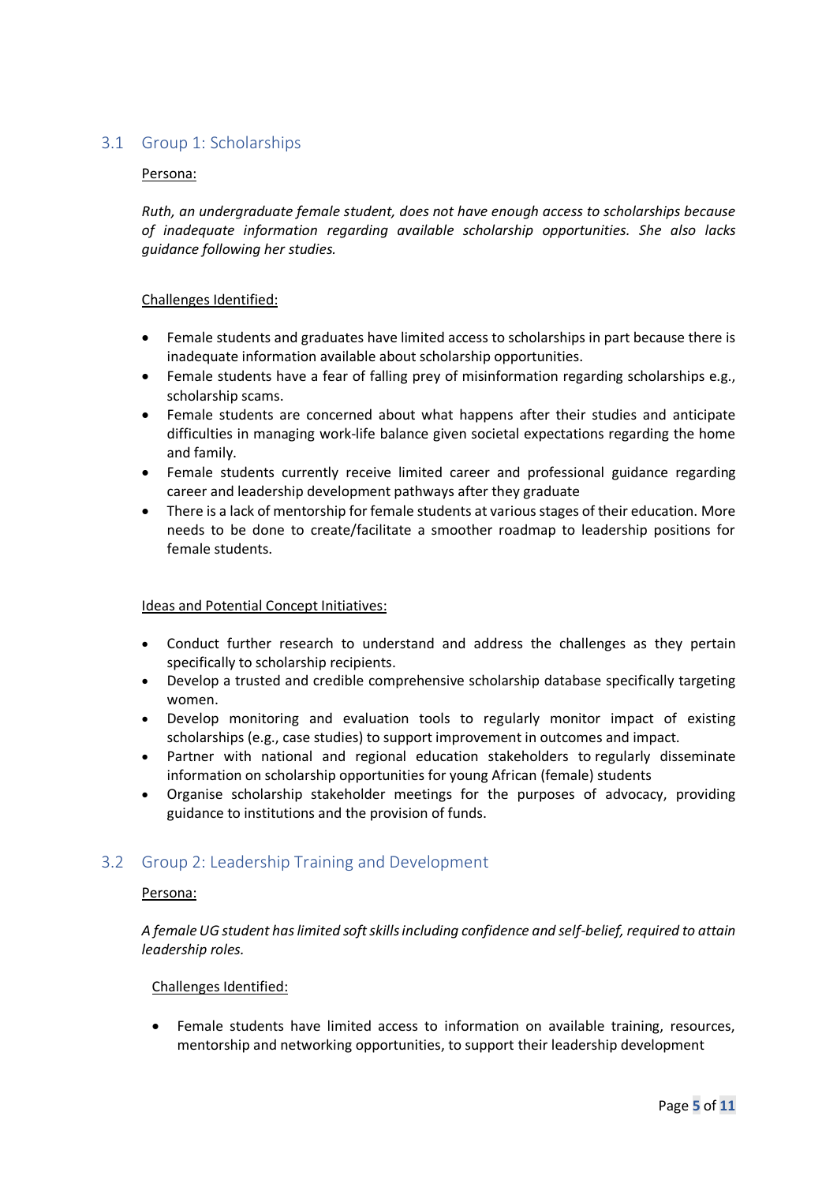## 3.1 Group 1: Scholarships

Persona:

*Ruth, an undergraduate female student, does not have enough access to scholarships because of inadequate information regarding available scholarship opportunities. She also lacks guidance following her studies.*

Challenges Identified:

- Female students and graduates have limited access to scholarships in part because there is inadequate information available about scholarship opportunities.
- Female students have a fear of falling prey of misinformation regarding scholarships e.g., scholarship scams.
- Female students are concerned about what happens after their studies and anticipate difficulties in managing work-life balance given societal expectations regarding the home and family.
- Female students currently receive limited career and professional guidance regarding career and leadership development pathways after they graduate
- There is a lack of mentorship for female students at various stages of their education. More needs to be done to create/facilitate a smoother roadmap to leadership positions for female students.

Ideas and Potential Concept Initiatives:

- Conduct further research to understand and address the challenges as they pertain specifically to scholarship recipients.
- Develop a trusted and credible comprehensive scholarship database specifically targeting women.
- Develop monitoring and evaluation tools to regularly monitor impact of existing scholarships (e.g., case studies) to support improvement in outcomes and impact.
- Partner with national and regional education stakeholders to regularly disseminate information on scholarship opportunities for young African (female) students
- Organise scholarship stakeholder meetings for the purposes of advocacy, providing guidance to institutions and the provision of funds.

## 3.2 Group 2: Leadership Training and Development

Persona:

*A female UG student has limited soft skills including confidence and self-belief, required to attain leadership roles.*

Challenges Identified:

- Female students have limited access to information on available training, resources, mentorship and networking opportunities, to support their leadership development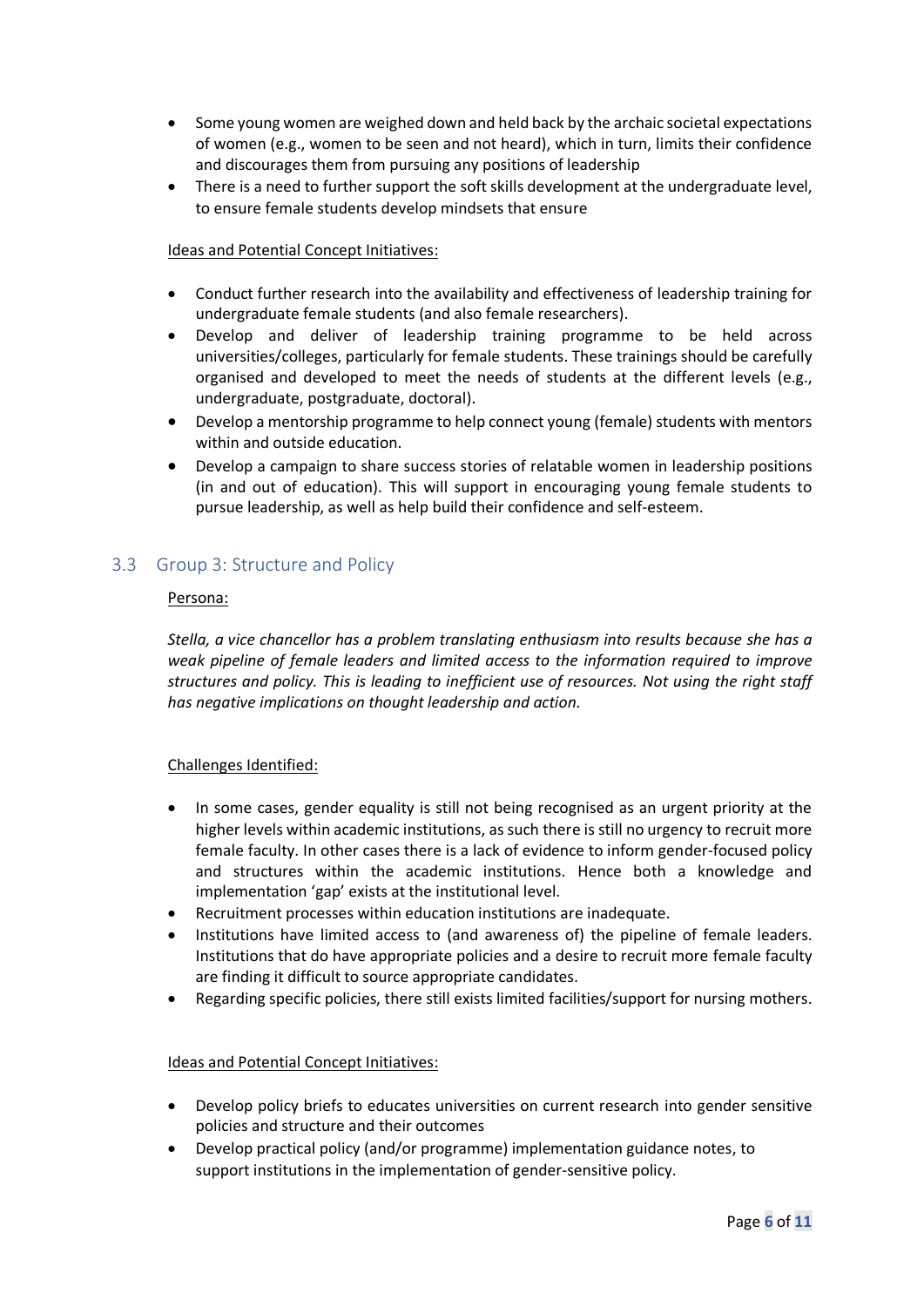- Some young women are weighed down and held back by the archaic societal expectations of women (e.g., women to be seen and not heard), which in turn, limits their confidence and discourages them from pursuing any positions of leadership
- There is a need to further support the soft skills development at the undergraduate level, to ensure female students develop mindsets that ensure

Ideas and Potential Concept Initiatives:

- Conduct further research into the availability and effectiveness of leadership training for undergraduate female students (and also female researchers).
- Develop and deliver of leadership training programme to be held across universities/colleges, particularly for female students. These trainings should be carefully organised and developed to meet the needs of students at the different levels (e.g., undergraduate, postgraduate, doctoral).
- Develop a mentorship programme to help connect young (female) students with mentors within and outside education.
- Develop a campaign to share success stories of relatable women in leadership positions (in and out of education). This will support in encouraging young female students to pursue leadership, as well as help build their confidence and self-esteem.

## 3.3 Group 3: Structure and Policy

Persona:

*Stella, a vice chancellor has a problem translating enthusiasm into results because she has a weak pipeline of female leaders and limited access to the information required to improve structures and policy. This is leading to inefficient use of resources. Not using the right staff has negative implications on thought leadership and action.*

Challenges Identified:

- In some cases, gender equality is still not being recognised as an urgent priority at the higher levels within academic institutions, as such there is still no urgency to recruit more female faculty. In other cases there is a lack of evidence to inform gender-focused policy and structures within the academic institutions. Hence both a knowledge and implementation 'gap' exists at the institutional level.
- Recruitment processes within education institutions are inadequate.
- Institutions have limited access to (and awareness of) the pipeline of female leaders. Institutions that do have appropriate policies and a desire to recruit more female faculty are finding it difficult to source appropriate candidates.
- Regarding specific policies, there still exists limited facilities/support for nursing mothers.

Ideas and Potential Concept Initiatives:

- Develop policy briefs to educates universities on current research into gender sensitive policies and structure and their outcomes
- Develop practical policy (and/or programme) implementation guidance notes, to support institutions in the implementation of gender-sensitive policy.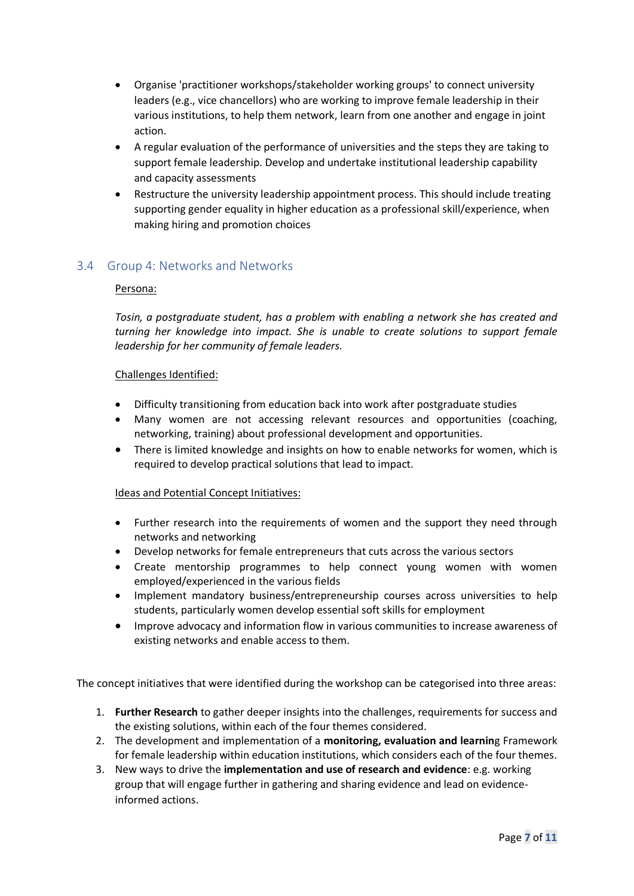- Organise 'practitioner workshops/stakeholder working groups' to connect university leaders (e.g., vice chancellors) who are working to improve female leadership in their various institutions, to help them network, learn from one another and engage in joint action.
- A regular evaluation of the performance of universities and the steps they are taking to support female leadership. Develop and undertake institutional leadership capability and capacity assessments
- Restructure the university leadership appointment process. This should include treating supporting gender equality in higher education as a professional skill/experience, when making hiring and promotion choices

## 3.4 Group 4: Networks and Networks

Persona:

*Tosin, a postgraduate student, has a problem with enabling a network she has created and turning her knowledge into impact. She is unable to create solutions to support female leadership for her community of female leaders.*

Challenges Identified:

- Difficulty transitioning from education back into work after postgraduate studies
- Many women are not accessing relevant resources and opportunities (coaching, networking, training) about professional development and opportunities.
- There is limited knowledge and insights on how to enable networks for women, which is required to develop practical solutions that lead to impact.

Ideas and Potential Concept Initiatives:

- Further research into the requirements of women and the support they need through networks and networking
- Develop networks for female entrepreneurs that cuts across the various sectors
- Create mentorship programmes to help connect young women with women employed/experienced in the various fields
- Implement mandatory business/entrepreneurship courses across universities to help students, particularly women develop essential soft skills for employment
- Improve advocacy and information flow in various communities to increase awareness of existing networks and enable access to them.

The concept initiatives that were identified during the workshop can be categorised into three areas:

1. **Further Research** to gather deeper insights into the challenges, requirements for success and the existing solutions, within each of the four themes considered.
2. The development and implementation of a **monitoring, evaluation and learnin**g Framework for female leadership within education institutions, which considers each of the four themes.
3. New ways to drive the **implementation and use of research and evidence**: e.g. working group that will engage further in gathering and sharing evidence and lead on evidence-informed actions.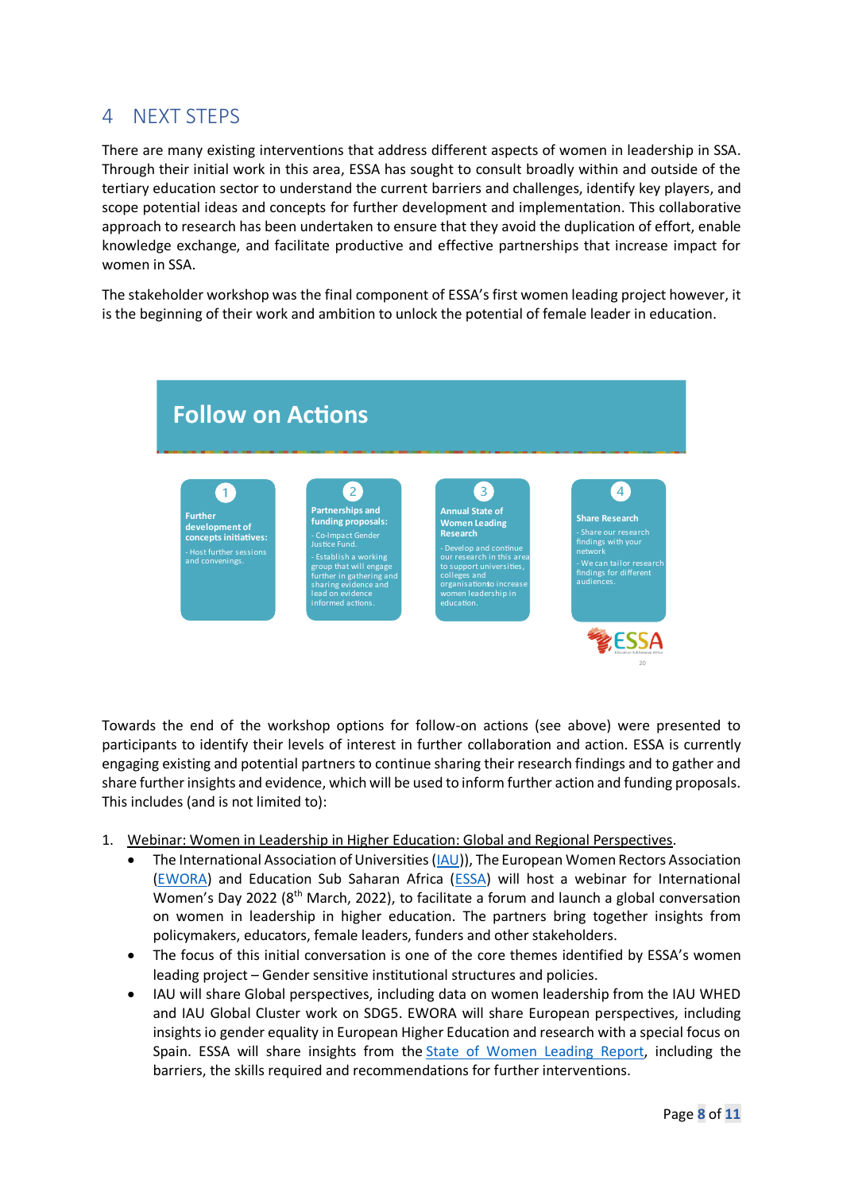# 4 NEXT STEPS

There are many existing interventions that address different aspects of women in leadership in SSA. Through their initial work in this area, ESSA has sought to consult broadly within and outside of the tertiary education sector to understand the current barriers and challenges, identify key players, and scope potential ideas and concepts for further development and implementation. This collaborative approach to research has been undertaken to ensure that they avoid the duplication of effort, enable knowledge exchange, and facilitate productive and effective partnerships that increase impact for women in SSA.

The stakeholder workshop was the final component of ESSA's first women leading project however, it is the beginning of their work and ambition to unlock the potential of female leader in education.

**Follow on Actions**

1. **Further development of concepts initiatives:**
   - Host further sessions and convenings.
2. **Partnerships and funding proposals:**
   - Co-Impact Gender Justice Fund.
   - Establish a working group that will engage further in gathering and sharing evidence and lead on evidence informed actions.
3. **Annual State of Women Leading Research**
   - Develop and continue our research in this area to support universities, colleges and organisationsto increase women leadership in education.
4. **Share Research**
   - Share our research findings with your network
   - We can tailor research findings for different audiences.

Towards the end of the workshop options for follow-on actions (see above) were presented to participants to identify their levels of interest in further collaboration and action. ESSA is currently engaging existing and potential partners to continue sharing their research findings and to gather and share further insights and evidence, which will be used to inform further action and funding proposals. This includes (and is not limited to):

1. Webinar: Women in Leadership in Higher Education: Global and Regional Perspectives.
   - The International Association of Universities (IAU)), The European Women Rectors Association (EWORA) and Education Sub Saharan Africa (ESSA) will host a webinar for International Women's Day 2022 (8th March, 2022), to facilitate a forum and launch a global conversation on women in leadership in higher education. The partners bring together insights from policymakers, educators, female leaders, funders and other stakeholders.
   - The focus of this initial conversation is one of the core themes identified by ESSA's women leading project – Gender sensitive institutional structures and policies.
   - IAU will share Global perspectives, including data on women leadership from the IAU WHED and IAU Global Cluster work on SDG5. EWORA will share European perspectives, including insights io gender equality in European Higher Education and research with a special focus on Spain. ESSA will share insights from the State of Women Leading Report, including the barriers, the skills required and recommendations for further interventions.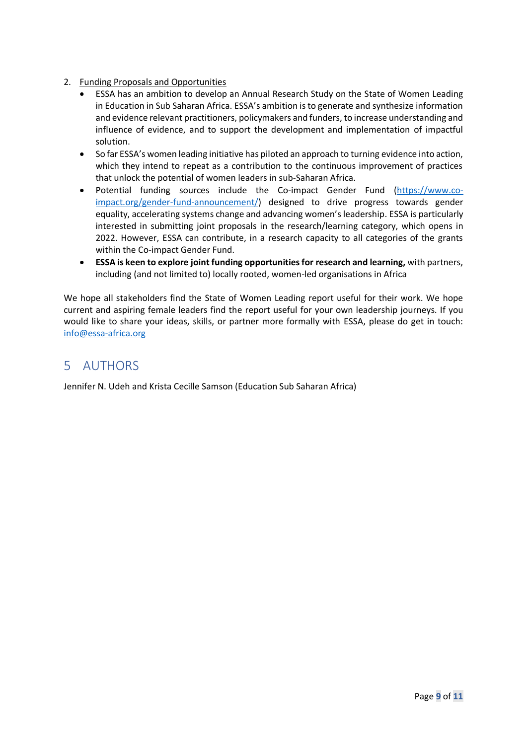2. Funding Proposals and Opportunities
    - ESSA has an ambition to develop an Annual Research Study on the State of Women Leading in Education in Sub Saharan Africa. ESSA's ambition is to generate and synthesize information and evidence relevant practitioners, policymakers and funders, to increase understanding and influence of evidence, and to support the development and implementation of impactful solution.
    - So far ESSA's women leading initiative has piloted an approach to turning evidence into action, which they intend to repeat as a contribution to the continuous improvement of practices that unlock the potential of women leaders in sub-Saharan Africa.
    - Potential funding sources include the Co-impact Gender Fund (https://www.co-impact.org/gender-fund-announcement/) designed to drive progress towards gender equality, accelerating systems change and advancing women's leadership. ESSA is particularly interested in submitting joint proposals in the research/learning category, which opens in 2022. However, ESSA can contribute, in a research capacity to all categories of the grants within the Co-impact Gender Fund.
    - **ESSA is keen to explore joint funding opportunities for research and learning,** with partners, including (and not limited to) locally rooted, women-led organisations in Africa

We hope all stakeholders find the State of Women Leading report useful for their work. We hope current and aspiring female leaders find the report useful for your own leadership journeys. If you would like to share your ideas, skills, or partner more formally with ESSA, please do get in touch: info@essa-africa.org

# 5 AUTHORS

Jennifer N. Udeh and Krista Cecille Samson (Education Sub Saharan Africa)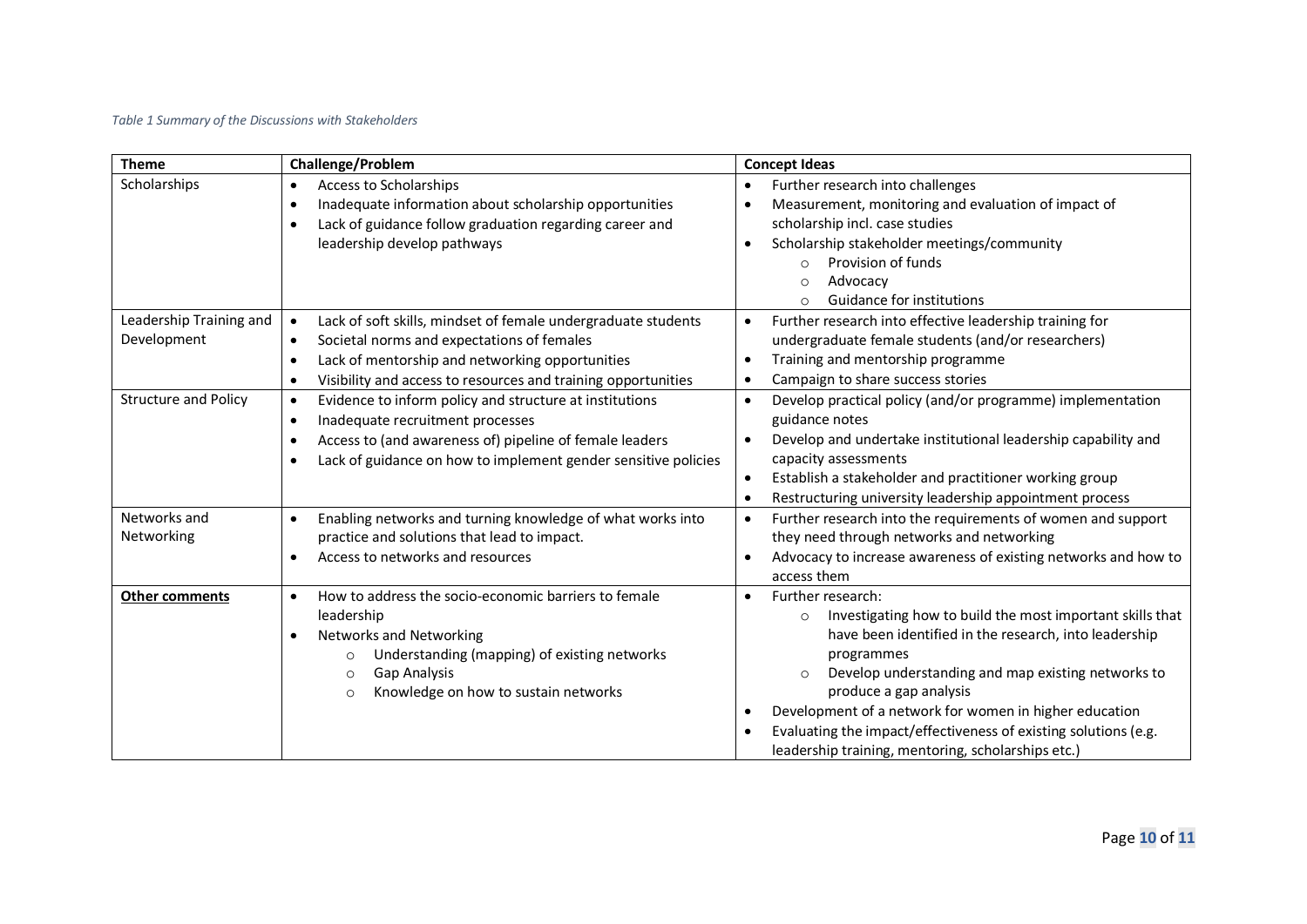*Table 1 Summary of the Discussions with Stakeholders*

| Theme | Challenge/Problem | Concept Ideas |
|---|---|---|
| Scholarships | • Access to Scholarships<br>• Inadequate information about scholarship opportunities<br>• Lack of guidance follow graduation regarding career and leadership develop pathways | • Further research into challenges<br>• Measurement, monitoring and evaluation of impact of scholarship incl. case studies<br>• Scholarship stakeholder meetings/community<br>  ○ Provision of funds<br>  ○ Advocacy<br>  ○ Guidance for institutions |
| Leadership Training and Development | • Lack of soft skills, mindset of female undergraduate students<br>• Societal norms and expectations of females<br>• Lack of mentorship and networking opportunities<br>• Visibility and access to resources and training opportunities | • Further research into effective leadership training for undergraduate female students (and/or researchers)<br>• Training and mentorship programme<br>• Campaign to share success stories |
| Structure and Policy | • Evidence to inform policy and structure at institutions<br>• Inadequate recruitment processes<br>• Access to (and awareness of) pipeline of female leaders<br>• Lack of guidance on how to implement gender sensitive policies | • Develop practical policy (and/or programme) implementation guidance notes<br>• Develop and undertake institutional leadership capability and capacity assessments<br>• Establish a stakeholder and practitioner working group<br>• Restructuring university leadership appointment process |
| Networks and Networking | • Enabling networks and turning knowledge of what works into practice and solutions that lead to impact.<br>• Access to networks and resources | • Further research into the requirements of women and support they need through networks and networking<br>• Advocacy to increase awareness of existing networks and how to access them |
| <u>**Other comments**</u> | • How to address the socio-economic barriers to female leadership<br>• Networks and Networking<br>  ○ Understanding (mapping) of existing networks<br>  ○ Gap Analysis<br>  ○ Knowledge on how to sustain networks | • Further research:<br>  ○ Investigating how to build the most important skills that have been identified in the research, into leadership programmes<br>  ○ Develop understanding and map existing networks to produce a gap analysis<br>• Development of a network for women in higher education<br>• Evaluating the impact/effectiveness of existing solutions (e.g. leadership training, mentoring, scholarships etc.) |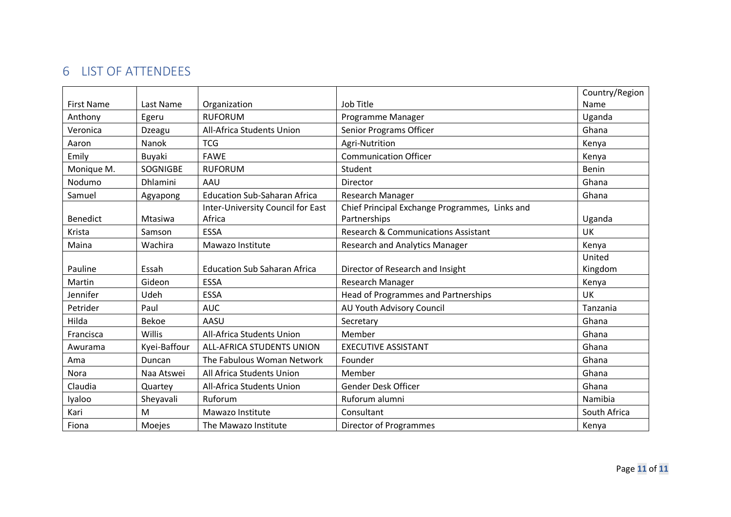# 6 LIST OF ATTENDEES

| First Name | Last Name | Organization | Job Title | Country/Region Name |
|---|---|---|---|---|
| Anthony | Egeru | RUFORUM | Programme Manager | Uganda |
| Veronica | Dzeagu | All-Africa Students Union | Senior Programs Officer | Ghana |
| Aaron | Nanok | TCG | Agri-Nutrition | Kenya |
| Emily | Buyaki | FAWE | Communication Officer | Kenya |
| Monique M. | SOGNIGBE | RUFORUM | Student | Benin |
| Nodumo | Dhlamini | AAU | Director | Ghana |
| Samuel | Agyapong | Education Sub-Saharan Africa | Research Manager | Ghana |
| Benedict | Mtasiwa | Inter-University Council for East Africa | Chief Principal Exchange Programmes, Links and Partnerships | Uganda |
| Krista | Samson | ESSA | Research & Communications Assistant | UK |
| Maina | Wachira | Mawazo Institute | Research and Analytics Manager | Kenya |
| Pauline | Essah | Education Sub Saharan Africa | Director of Research and Insight | United Kingdom |
| Martin | Gideon | ESSA | Research Manager | Kenya |
| Jennifer | Udeh | ESSA | Head of Programmes and Partnerships | UK |
| Petrider | Paul | AUC | AU Youth Advisory Council | Tanzania |
| Hilda | Bekoe | AASU | Secretary | Ghana |
| Francisca | Willis | All-Africa Students Union | Member | Ghana |
| Awurama | Kyei-Baffour | ALL-AFRICA STUDENTS UNION | EXECUTIVE ASSISTANT | Ghana |
| Ama | Duncan | The Fabulous Woman Network | Founder | Ghana |
| Nora | Naa Atswei | All Africa Students Union | Member | Ghana |
| Claudia | Quartey | All-Africa Students Union | Gender Desk Officer | Ghana |
| Iyaloo | Sheyavali | Ruforum | Ruforum alumni | Namibia |
| Kari | M | Mawazo Institute | Consultant | South Africa |
| Fiona | Moejes | The Mawazo Institute | Director of Programmes | Kenya |